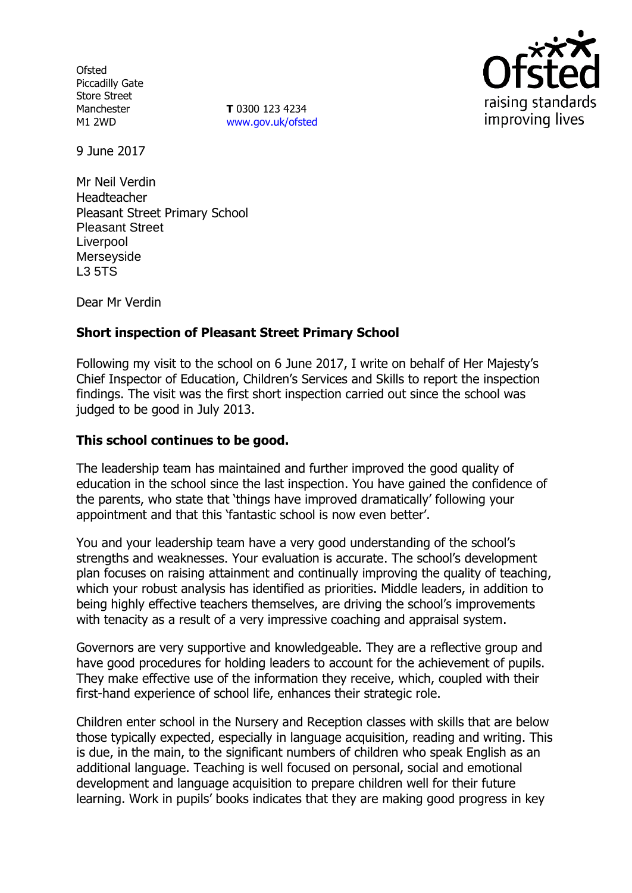Ofsted
Piccadilly Gate
Store Street
Manchester
M1 2WD

**T** 0300 123 4234
www.gov.uk/ofsted

9 June 2017

Mr Neil Verdin
Headteacher
Pleasant Street Primary School
Pleasant Street
Liverpool
Merseyside
L3 5TS

Dear Mr Verdin

**Short inspection of Pleasant Street Primary School**

Following my visit to the school on 6 June 2017, I write on behalf of Her Majesty's Chief Inspector of Education, Children's Services and Skills to report the inspection findings. The visit was the first short inspection carried out since the school was judged to be good in July 2013.

**This school continues to be good.**

The leadership team has maintained and further improved the good quality of education in the school since the last inspection. You have gained the confidence of the parents, who state that 'things have improved dramatically' following your appointment and that this 'fantastic school is now even better'.

You and your leadership team have a very good understanding of the school's strengths and weaknesses. Your evaluation is accurate. The school's development plan focuses on raising attainment and continually improving the quality of teaching, which your robust analysis has identified as priorities. Middle leaders, in addition to being highly effective teachers themselves, are driving the school's improvements with tenacity as a result of a very impressive coaching and appraisal system.

Governors are very supportive and knowledgeable. They are a reflective group and have good procedures for holding leaders to account for the achievement of pupils. They make effective use of the information they receive, which, coupled with their first-hand experience of school life, enhances their strategic role.

Children enter school in the Nursery and Reception classes with skills that are below those typically expected, especially in language acquisition, reading and writing. This is due, in the main, to the significant numbers of children who speak English as an additional language. Teaching is well focused on personal, social and emotional development and language acquisition to prepare children well for their future learning. Work in pupils' books indicates that they are making good progress in key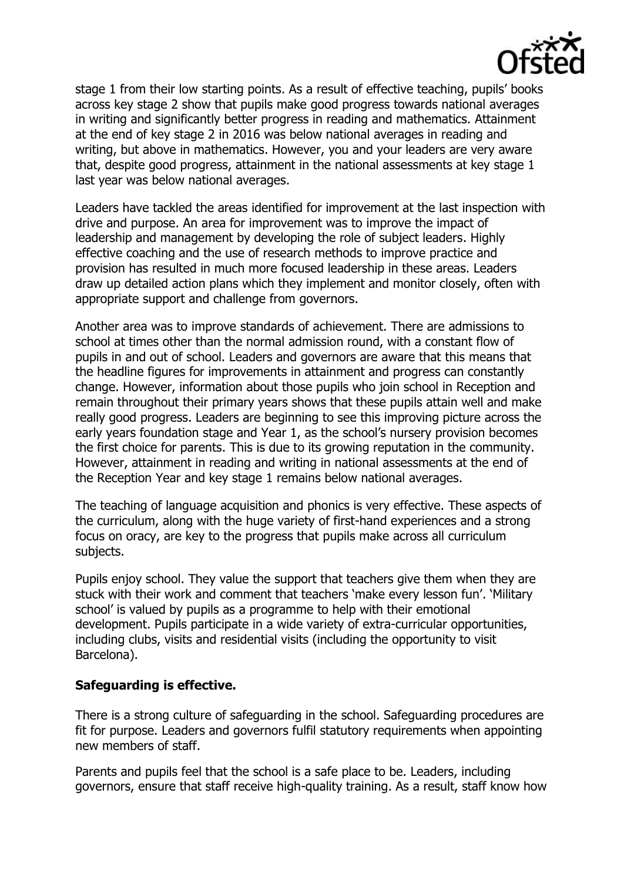stage 1 from their low starting points. As a result of effective teaching, pupils' books across key stage 2 show that pupils make good progress towards national averages in writing and significantly better progress in reading and mathematics. Attainment at the end of key stage 2 in 2016 was below national averages in reading and writing, but above in mathematics. However, you and your leaders are very aware that, despite good progress, attainment in the national assessments at key stage 1 last year was below national averages.

Leaders have tackled the areas identified for improvement at the last inspection with drive and purpose. An area for improvement was to improve the impact of leadership and management by developing the role of subject leaders. Highly effective coaching and the use of research methods to improve practice and provision has resulted in much more focused leadership in these areas. Leaders draw up detailed action plans which they implement and monitor closely, often with appropriate support and challenge from governors.

Another area was to improve standards of achievement. There are admissions to school at times other than the normal admission round, with a constant flow of pupils in and out of school. Leaders and governors are aware that this means that the headline figures for improvements in attainment and progress can constantly change. However, information about those pupils who join school in Reception and remain throughout their primary years shows that these pupils attain well and make really good progress. Leaders are beginning to see this improving picture across the early years foundation stage and Year 1, as the school's nursery provision becomes the first choice for parents. This is due to its growing reputation in the community. However, attainment in reading and writing in national assessments at the end of the Reception Year and key stage 1 remains below national averages.

The teaching of language acquisition and phonics is very effective. These aspects of the curriculum, along with the huge variety of first-hand experiences and a strong focus on oracy, are key to the progress that pupils make across all curriculum subjects.

Pupils enjoy school. They value the support that teachers give them when they are stuck with their work and comment that teachers 'make every lesson fun'. 'Military school' is valued by pupils as a programme to help with their emotional development. Pupils participate in a wide variety of extra-curricular opportunities, including clubs, visits and residential visits (including the opportunity to visit Barcelona).

**Safeguarding is effective.**

There is a strong culture of safeguarding in the school. Safeguarding procedures are fit for purpose. Leaders and governors fulfil statutory requirements when appointing new members of staff.

Parents and pupils feel that the school is a safe place to be. Leaders, including governors, ensure that staff receive high-quality training. As a result, staff know how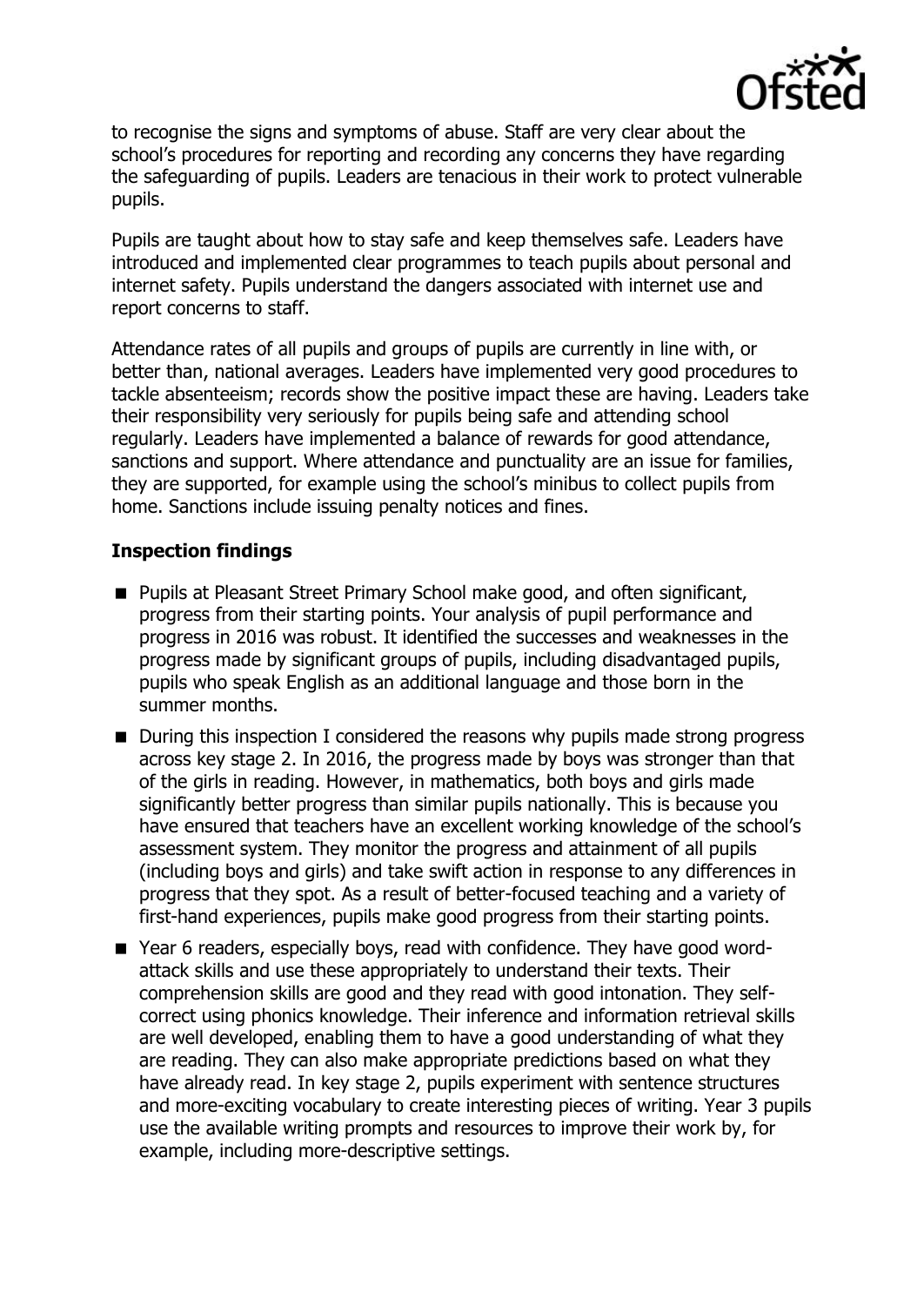to recognise the signs and symptoms of abuse. Staff are very clear about the school's procedures for reporting and recording any concerns they have regarding the safeguarding of pupils. Leaders are tenacious in their work to protect vulnerable pupils.

Pupils are taught about how to stay safe and keep themselves safe. Leaders have introduced and implemented clear programmes to teach pupils about personal and internet safety. Pupils understand the dangers associated with internet use and report concerns to staff.

Attendance rates of all pupils and groups of pupils are currently in line with, or better than, national averages. Leaders have implemented very good procedures to tackle absenteeism; records show the positive impact these are having. Leaders take their responsibility very seriously for pupils being safe and attending school regularly. Leaders have implemented a balance of rewards for good attendance, sanctions and support. Where attendance and punctuality are an issue for families, they are supported, for example using the school's minibus to collect pupils from home. Sanctions include issuing penalty notices and fines.

## Inspection findings

- Pupils at Pleasant Street Primary School make good, and often significant, progress from their starting points. Your analysis of pupil performance and progress in 2016 was robust. It identified the successes and weaknesses in the progress made by significant groups of pupils, including disadvantaged pupils, pupils who speak English as an additional language and those born in the summer months.
- During this inspection I considered the reasons why pupils made strong progress across key stage 2. In 2016, the progress made by boys was stronger than that of the girls in reading. However, in mathematics, both boys and girls made significantly better progress than similar pupils nationally. This is because you have ensured that teachers have an excellent working knowledge of the school's assessment system. They monitor the progress and attainment of all pupils (including boys and girls) and take swift action in response to any differences in progress that they spot. As a result of better-focused teaching and a variety of first-hand experiences, pupils make good progress from their starting points.
- Year 6 readers, especially boys, read with confidence. They have good word-attack skills and use these appropriately to understand their texts. Their comprehension skills are good and they read with good intonation. They self-correct using phonics knowledge. Their inference and information retrieval skills are well developed, enabling them to have a good understanding of what they are reading. They can also make appropriate predictions based on what they have already read. In key stage 2, pupils experiment with sentence structures and more-exciting vocabulary to create interesting pieces of writing. Year 3 pupils use the available writing prompts and resources to improve their work by, for example, including more-descriptive settings.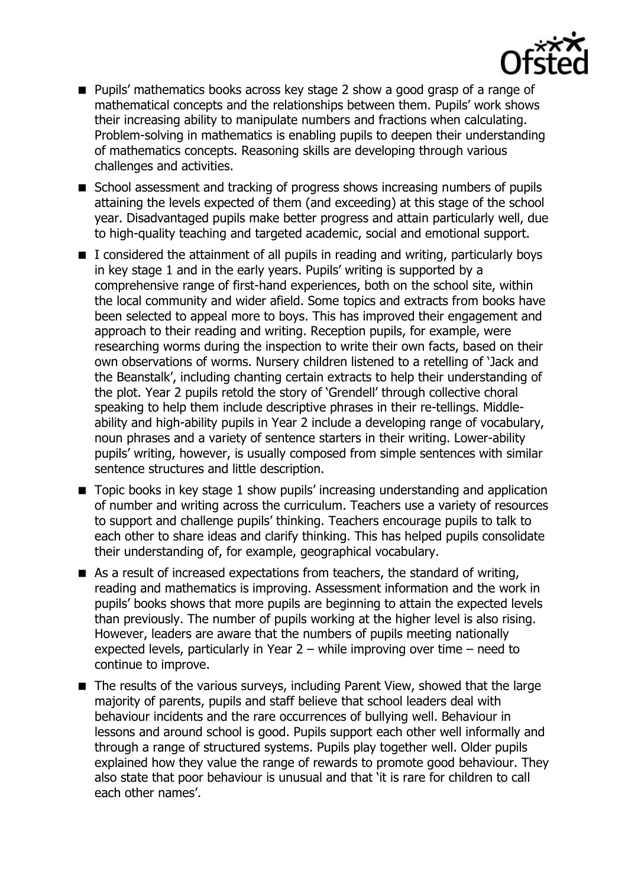- Pupils' mathematics books across key stage 2 show a good grasp of a range of mathematical concepts and the relationships between them. Pupils' work shows their increasing ability to manipulate numbers and fractions when calculating. Problem-solving in mathematics is enabling pupils to deepen their understanding of mathematics concepts. Reasoning skills are developing through various challenges and activities.
- School assessment and tracking of progress shows increasing numbers of pupils attaining the levels expected of them (and exceeding) at this stage of the school year. Disadvantaged pupils make better progress and attain particularly well, due to high-quality teaching and targeted academic, social and emotional support.
- I considered the attainment of all pupils in reading and writing, particularly boys in key stage 1 and in the early years. Pupils' writing is supported by a comprehensive range of first-hand experiences, both on the school site, within the local community and wider afield. Some topics and extracts from books have been selected to appeal more to boys. This has improved their engagement and approach to their reading and writing. Reception pupils, for example, were researching worms during the inspection to write their own facts, based on their own observations of worms. Nursery children listened to a retelling of 'Jack and the Beanstalk', including chanting certain extracts to help their understanding of the plot. Year 2 pupils retold the story of 'Grendell' through collective choral speaking to help them include descriptive phrases in their re-tellings. Middle-ability and high-ability pupils in Year 2 include a developing range of vocabulary, noun phrases and a variety of sentence starters in their writing. Lower-ability pupils' writing, however, is usually composed from simple sentences with similar sentence structures and little description.
- Topic books in key stage 1 show pupils' increasing understanding and application of number and writing across the curriculum. Teachers use a variety of resources to support and challenge pupils' thinking. Teachers encourage pupils to talk to each other to share ideas and clarify thinking. This has helped pupils consolidate their understanding of, for example, geographical vocabulary.
- As a result of increased expectations from teachers, the standard of writing, reading and mathematics is improving. Assessment information and the work in pupils' books shows that more pupils are beginning to attain the expected levels than previously. The number of pupils working at the higher level is also rising. However, leaders are aware that the numbers of pupils meeting nationally expected levels, particularly in Year 2 – while improving over time – need to continue to improve.
- The results of the various surveys, including Parent View, showed that the large majority of parents, pupils and staff believe that school leaders deal with behaviour incidents and the rare occurrences of bullying well. Behaviour in lessons and around school is good. Pupils support each other well informally and through a range of structured systems. Pupils play together well. Older pupils explained how they value the range of rewards to promote good behaviour. They also state that poor behaviour is unusual and that 'it is rare for children to call each other names'.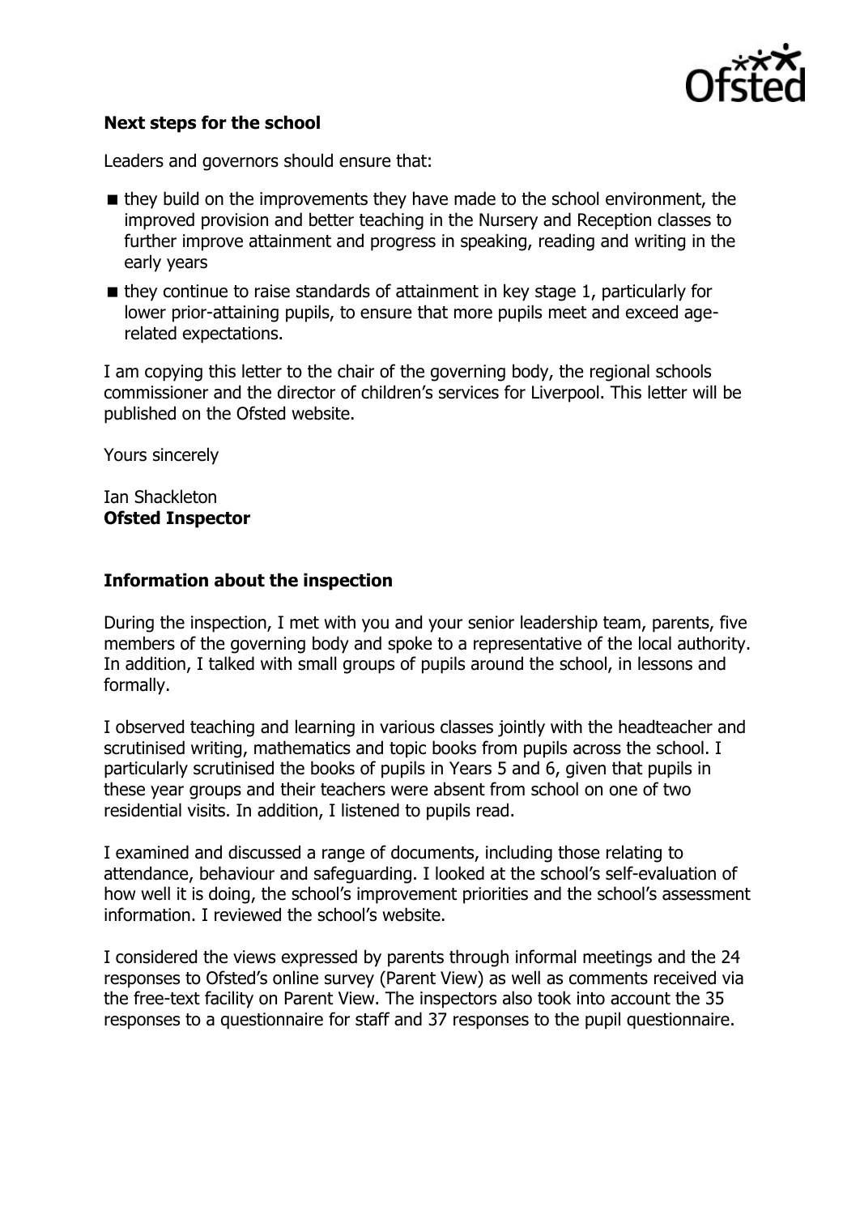**Next steps for the school**

Leaders and governors should ensure that:

- they build on the improvements they have made to the school environment, the improved provision and better teaching in the Nursery and Reception classes to further improve attainment and progress in speaking, reading and writing in the early years
- they continue to raise standards of attainment in key stage 1, particularly for lower prior-attaining pupils, to ensure that more pupils meet and exceed age-related expectations.

I am copying this letter to the chair of the governing body, the regional schools commissioner and the director of children's services for Liverpool. This letter will be published on the Ofsted website.

Yours sincerely

Ian Shackleton
**Ofsted Inspector**

**Information about the inspection**

During the inspection, I met with you and your senior leadership team, parents, five members of the governing body and spoke to a representative of the local authority. In addition, I talked with small groups of pupils around the school, in lessons and formally.

I observed teaching and learning in various classes jointly with the headteacher and scrutinised writing, mathematics and topic books from pupils across the school. I particularly scrutinised the books of pupils in Years 5 and 6, given that pupils in these year groups and their teachers were absent from school on one of two residential visits. In addition, I listened to pupils read.

I examined and discussed a range of documents, including those relating to attendance, behaviour and safeguarding. I looked at the school's self-evaluation of how well it is doing, the school's improvement priorities and the school's assessment information. I reviewed the school's website.

I considered the views expressed by parents through informal meetings and the 24 responses to Ofsted's online survey (Parent View) as well as comments received via the free-text facility on Parent View. The inspectors also took into account the 35 responses to a questionnaire for staff and 37 responses to the pupil questionnaire.